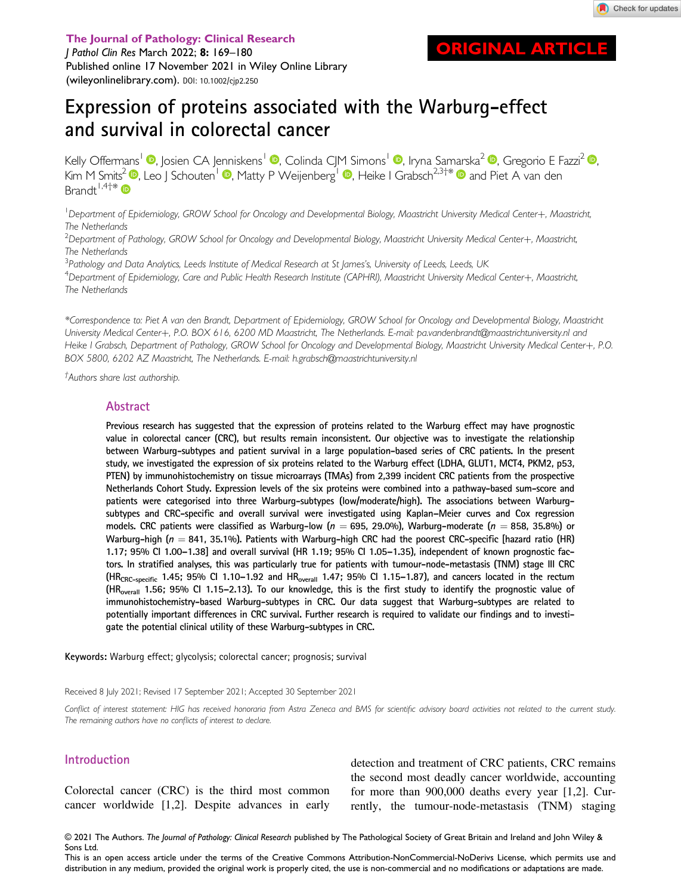ORIGINAL ARTICLE

# Expression of proteins associated with the Warburg-effect and survival in colorectal cancer

Kelly Offermans[1], Josien CA Jenniskens[1], Colinda CJM Simons[1], Iryna Samarska[2], Gregorio E Fazzi[2], Kim M Smits[2], Leo J Schouten[1], Matty P Weijenberg[1], Heike I Grabsch[2,3†*] and Piet A van den Brandt[1,4†*]

[1]Department of Epidemiology, GROW School for Oncology and Developmental Biology, Maastricht University Medical Center+, Maastricht, The Netherlands

[2]Department of Pathology, GROW School for Oncology and Developmental Biology, Maastricht University Medical Center+, Maastricht, The Netherlands

[3]Pathology and Data Analytics, Leeds Institute of Medical Research at St James's, University of Leeds, Leeds, UK

[4]Department of Epidemiology, Care and Public Health Research Institute (CAPHRI), Maastricht University Medical Center+, Maastricht, The Netherlands

*Correspondence to: Piet A van den Brandt, Department of Epidemiology, GROW School for Oncology and Developmental Biology, Maastricht University Medical Center+, P.O. BOX 616, 6200 MD Maastricht, The Netherlands. E-mail: pa.vandenbrandt@maastrichtuniversity.nl and Heike I Grabsch, Department of Pathology, GROW School for Oncology and Developmental Biology, Maastricht University Medical Center+, P.O. BOX 5800, 6202 AZ Maastricht, The Netherlands. E-mail: h.grabsch@maastrichtuniversity.nl

†Authors share last authorship.

## Abstract

Previous research has suggested that the expression of proteins related to the Warburg effect may have prognostic value in colorectal cancer (CRC), but results remain inconsistent. Our objective was to investigate the relationship between Warburg-subtypes and patient survival in a large population-based series of CRC patients. In the present study, we investigated the expression of six proteins related to the Warburg effect (LDHA, GLUT1, MCT4, PKM2, p53, PTEN) by immunohistochemistry on tissue microarrays (TMAs) from 2,399 incident CRC patients from the prospective Netherlands Cohort Study. Expression levels of the six proteins were combined into a pathway-based sum-score and patients were categorised into three Warburg-subtypes (low/moderate/high). The associations between Warburg-subtypes and CRC-specific and overall survival were investigated using Kaplan–Meier curves and Cox regression models. CRC patients were classified as Warburg-low ($n$ = 695, 29.0%), Warburg-moderate ($n$ = 858, 35.8%) or Warburg-high ($n$ = 841, 35.1%). Patients with Warburg-high CRC had the poorest CRC-specific [hazard ratio (HR) 1.17; 95% CI 1.00–1.38] and overall survival (HR 1.19; 95% CI 1.05–1.35), independent of known prognostic factors. In stratified analyses, this was particularly true for patients with tumour-node-metastasis (TNM) stage III CRC ($HR_{CRC\text{-}specific}$ 1.45; 95% CI 1.10–1.92 and $HR_{overall}$ 1.47; 95% CI 1.15–1.87), and cancers located in the rectum ($HR_{overall}$ 1.56; 95% CI 1.15–2.13). To our knowledge, this is the first study to identify the prognostic value of immunohistochemistry-based Warburg-subtypes in CRC. Our data suggest that Warburg-subtypes are related to potentially important differences in CRC survival. Further research is required to validate our findings and to investigate the potential clinical utility of these Warburg-subtypes in CRC.

**Keywords:** Warburg effect; glycolysis; colorectal cancer; prognosis; survival

Received 8 July 2021; Revised 17 September 2021; Accepted 30 September 2021

*Conflict of interest statement: HIG has received honoraria from Astra Zeneca and BMS for scientific advisory board activities not related to the current study. The remaining authors have no conflicts of interest to declare.*

## Introduction

Colorectal cancer (CRC) is the third most common cancer worldwide [1,2]. Despite advances in early detection and treatment of CRC patients, CRC remains the second most deadly cancer worldwide, accounting for more than 900,000 deaths every year [1,2]. Currently, the tumour-node-metastasis (TNM) staging

© 2021 The Authors. *The Journal of Pathology: Clinical Research* published by The Pathological Society of Great Britain and Ireland and John Wiley & Sons Ltd.
This is an open access article under the terms of the Creative Commons Attribution-NonCommercial-NoDerivs License, which permits use and distribution in any medium, provided the original work is properly cited, the use is non-commercial and no modifications or adaptations are made.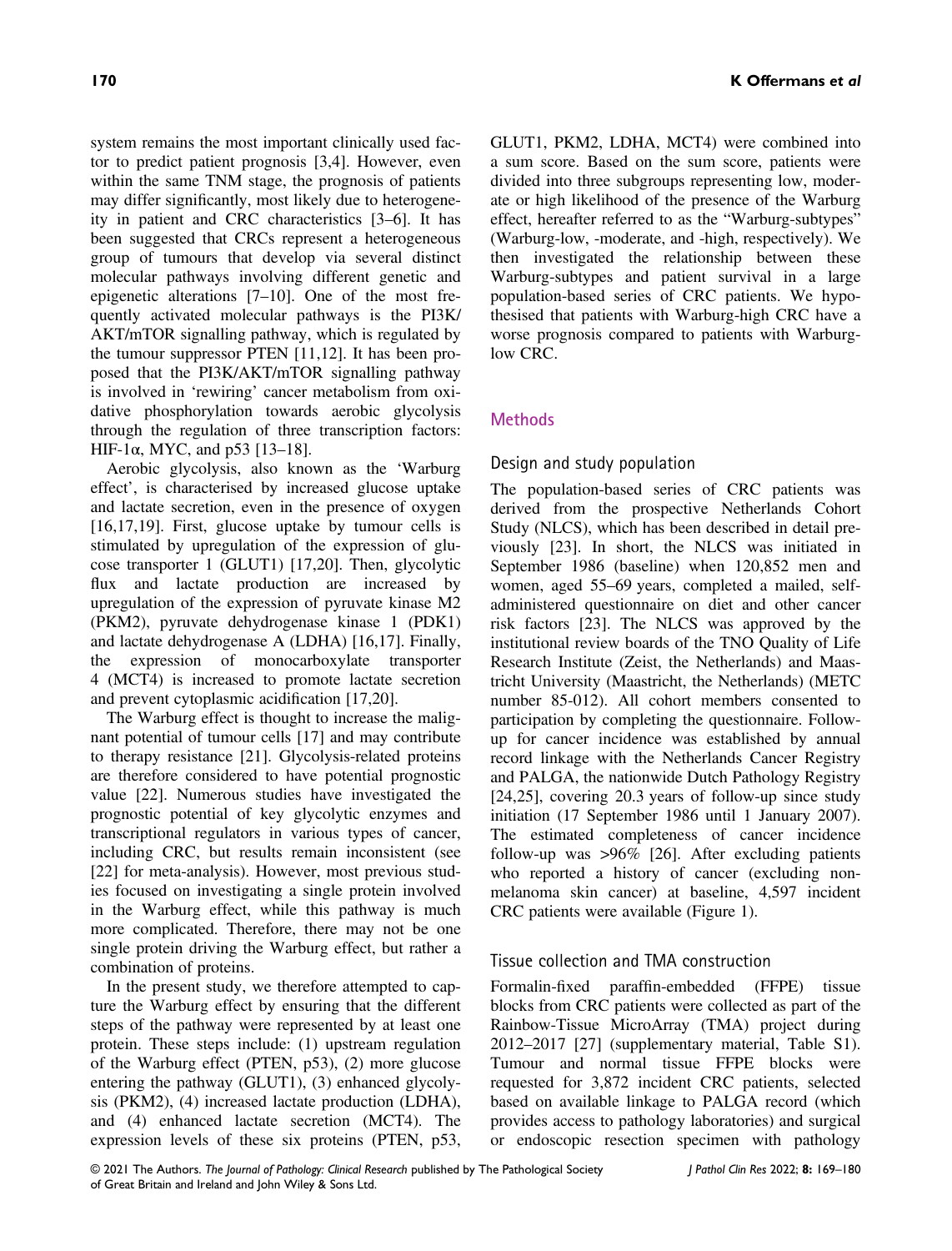system remains the most important clinically used factor to predict patient prognosis [3,4]. However, even within the same TNM stage, the prognosis of patients may differ significantly, most likely due to heterogeneity in patient and CRC characteristics [3–6]. It has been suggested that CRCs represent a heterogeneous group of tumours that develop via several distinct molecular pathways involving different genetic and epigenetic alterations [7–10]. One of the most frequently activated molecular pathways is the PI3K/AKT/mTOR signalling pathway, which is regulated by the tumour suppressor PTEN [11,12]. It has been proposed that the PI3K/AKT/mTOR signalling pathway is involved in 'rewiring' cancer metabolism from oxidative phosphorylation towards aerobic glycolysis through the regulation of three transcription factors: HIF-1$\alpha$, MYC, and p53 [13–18].

Aerobic glycolysis, also known as the 'Warburg effect', is characterised by increased glucose uptake and lactate secretion, even in the presence of oxygen [16,17,19]. First, glucose uptake by tumour cells is stimulated by upregulation of the expression of glucose transporter 1 (GLUT1) [17,20]. Then, glycolytic flux and lactate production are increased by upregulation of the expression of pyruvate kinase M2 (PKM2), pyruvate dehydrogenase kinase 1 (PDK1) and lactate dehydrogenase A (LDHA) [16,17]. Finally, the expression of monocarboxylate transporter 4 (MCT4) is increased to promote lactate secretion and prevent cytoplasmic acidification [17,20].

The Warburg effect is thought to increase the malignant potential of tumour cells [17] and may contribute to therapy resistance [21]. Glycolysis-related proteins are therefore considered to have potential prognostic value [22]. Numerous studies have investigated the prognostic potential of key glycolytic enzymes and transcriptional regulators in various types of cancer, including CRC, but results remain inconsistent (see [22] for meta-analysis). However, most previous studies focused on investigating a single protein involved in the Warburg effect, while this pathway is much more complicated. Therefore, there may not be one single protein driving the Warburg effect, but rather a combination of proteins.

In the present study, we therefore attempted to capture the Warburg effect by ensuring that the different steps of the pathway were represented by at least one protein. These steps include: (1) upstream regulation of the Warburg effect (PTEN, p53), (2) more glucose entering the pathway (GLUT1), (3) enhanced glycolysis (PKM2), (4) increased lactate production (LDHA), and (4) enhanced lactate secretion (MCT4). The expression levels of these six proteins (PTEN, p53, GLUT1, PKM2, LDHA, MCT4) were combined into a sum score. Based on the sum score, patients were divided into three subgroups representing low, moderate or high likelihood of the presence of the Warburg effect, hereafter referred to as the "Warburg-subtypes" (Warburg-low, -moderate, and -high, respectively). We then investigated the relationship between these Warburg-subtypes and patient survival in a large population-based series of CRC patients. We hypothesised that patients with Warburg-high CRC have a worse prognosis compared to patients with Warburg-low CRC.

## Methods

### Design and study population

The population-based series of CRC patients was derived from the prospective Netherlands Cohort Study (NLCS), which has been described in detail previously [23]. In short, the NLCS was initiated in September 1986 (baseline) when 120,852 men and women, aged 55–69 years, completed a mailed, self-administered questionnaire on diet and other cancer risk factors [23]. The NLCS was approved by the institutional review boards of the TNO Quality of Life Research Institute (Zeist, the Netherlands) and Maastricht University (Maastricht, the Netherlands) (METC number 85-012). All cohort members consented to participation by completing the questionnaire. Follow-up for cancer incidence was established by annual record linkage with the Netherlands Cancer Registry and PALGA, the nationwide Dutch Pathology Registry [24,25], covering 20.3 years of follow-up since study initiation (17 September 1986 until 1 January 2007). The estimated completeness of cancer incidence follow-up was >96% [26]. After excluding patients who reported a history of cancer (excluding non-melanoma skin cancer) at baseline, 4,597 incident CRC patients were available (Figure 1).

### Tissue collection and TMA construction

Formalin-fixed paraffin-embedded (FFPE) tissue blocks from CRC patients were collected as part of the Rainbow-Tissue MicroArray (TMA) project during 2012–2017 [27] (supplementary material, Table S1). Tumour and normal tissue FFPE blocks were requested for 3,872 incident CRC patients, selected based on available linkage to PALGA record (which provides access to pathology laboratories) and surgical or endoscopic resection specimen with pathology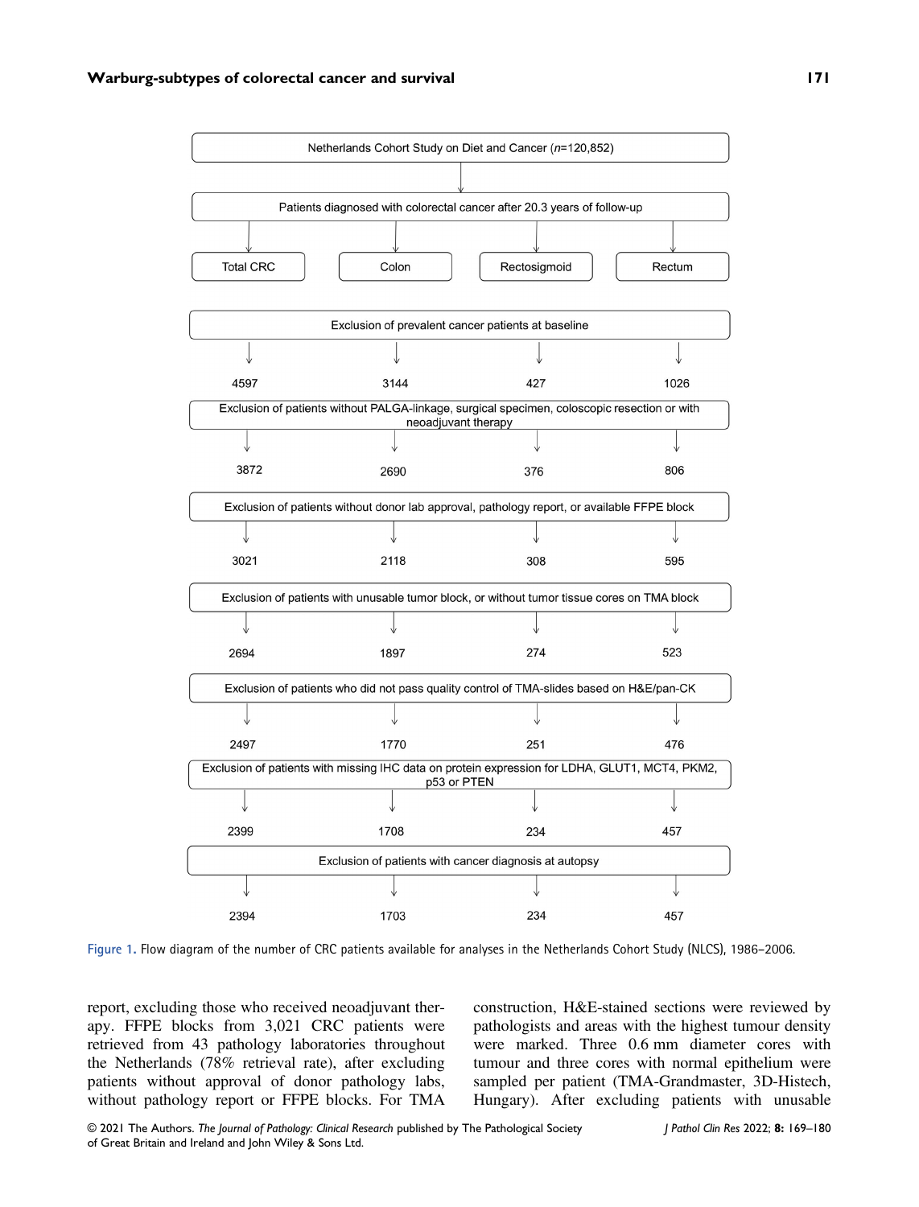Netherlands Cohort Study on Diet and Cancer ($n$=120,852)

Patients diagnosed with colorectal cancer after 20.3 years of follow-up

| | Total CRC | Colon | Rectosigmoid | Rectum |
|---|---|---|---|---|
| Exclusion of prevalent cancer patients at baseline | 4597 | 3144 | 427 | 1026 |
| Exclusion of patients without PALGA-linkage, surgical specimen, coloscopic resection or with neoadjuvant therapy | 3872 | 2690 | 376 | 806 |
| Exclusion of patients without donor lab approval, pathology report, or available FFPE block | 3021 | 2118 | 308 | 595 |
| Exclusion of patients with unusable tumor block, or without tumor tissue cores on TMA block | 2694 | 1897 | 274 | 523 |
| Exclusion of patients who did not pass quality control of TMA-slides based on H&E/pan-CK | 2497 | 1770 | 251 | 476 |
| Exclusion of patients with missing IHC data on protein expression for LDHA, GLUT1, MCT4, PKM2, p53 or PTEN | 2399 | 1708 | 234 | 457 |
| Exclusion of patients with cancer diagnosis at autopsy | 2394 | 1703 | 234 | 457 |

Figure 1. Flow diagram of the number of CRC patients available for analyses in the Netherlands Cohort Study (NLCS), 1986–2006.

report, excluding those who received neoadjuvant therapy. FFPE blocks from 3,021 CRC patients were retrieved from 43 pathology laboratories throughout the Netherlands (78% retrieval rate), after excluding patients without approval of donor pathology labs, without pathology report or FFPE blocks. For TMA construction, H&E-stained sections were reviewed by pathologists and areas with the highest tumour density were marked. Three 0.6 mm diameter cores with tumour and three cores with normal epithelium were sampled per patient (TMA-Grandmaster, 3D-Histech, Hungary). After excluding patients with unusable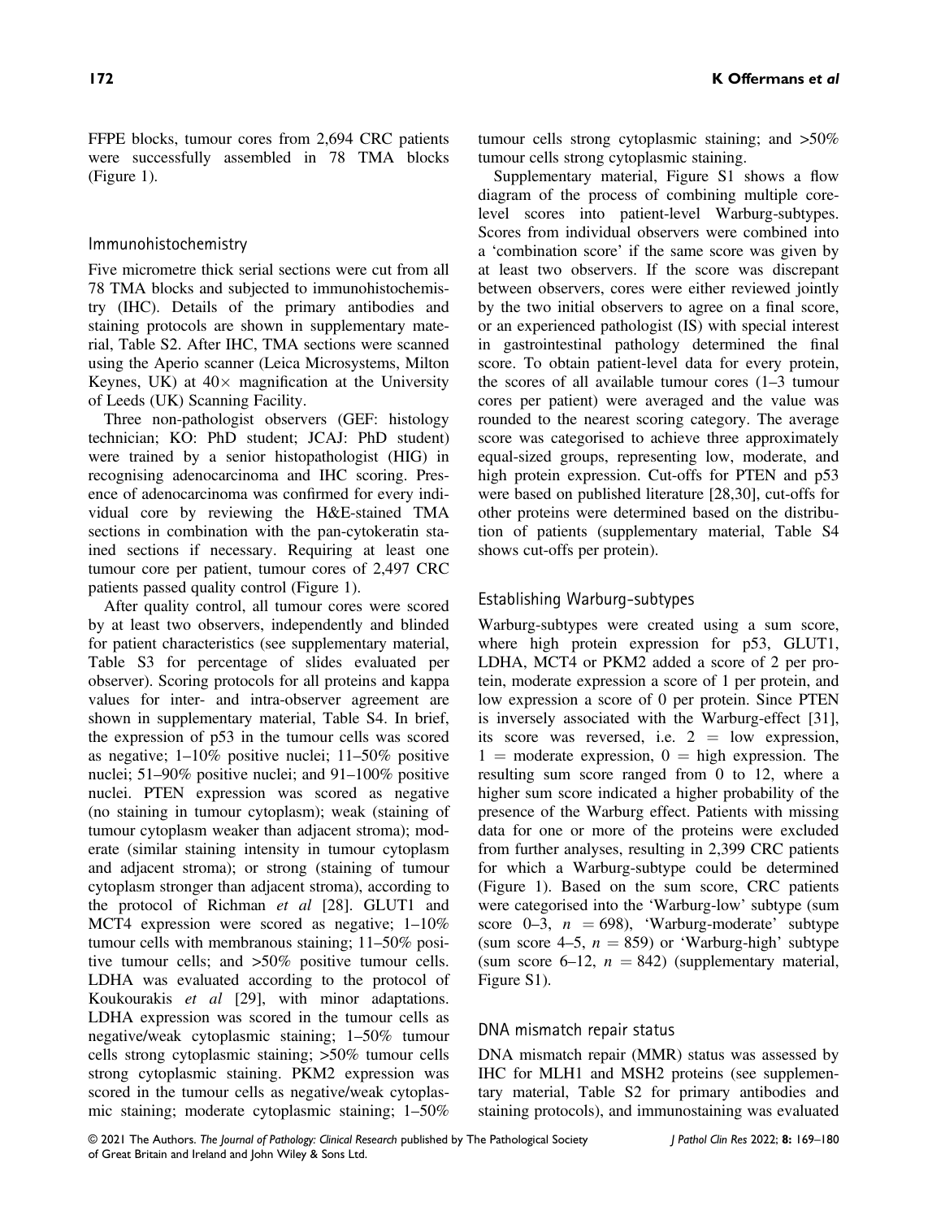FFPE blocks, tumour cores from 2,694 CRC patients were successfully assembled in 78 TMA blocks (Figure 1).

### Immunohistochemistry

Five micrometre thick serial sections were cut from all 78 TMA blocks and subjected to immunohistochemistry (IHC). Details of the primary antibodies and staining protocols are shown in supplementary material, Table S2. After IHC, TMA sections were scanned using the Aperio scanner (Leica Microsystems, Milton Keynes, UK) at 40× magnification at the University of Leeds (UK) Scanning Facility.

Three non-pathologist observers (GEF: histology technician; KO: PhD student; JCAJ: PhD student) were trained by a senior histopathologist (HIG) in recognising adenocarcinoma and IHC scoring. Presence of adenocarcinoma was confirmed for every individual core by reviewing the H&E-stained TMA sections in combination with the pan-cytokeratin stained sections if necessary. Requiring at least one tumour core per patient, tumour cores of 2,497 CRC patients passed quality control (Figure 1).

After quality control, all tumour cores were scored by at least two observers, independently and blinded for patient characteristics (see supplementary material, Table S3 for percentage of slides evaluated per observer). Scoring protocols for all proteins and kappa values for inter- and intra-observer agreement are shown in supplementary material, Table S4. In brief, the expression of p53 in the tumour cells was scored as negative; 1–10% positive nuclei; 11–50% positive nuclei; 51–90% positive nuclei; and 91–100% positive nuclei. PTEN expression was scored as negative (no staining in tumour cytoplasm); weak (staining of tumour cytoplasm weaker than adjacent stroma); moderate (similar staining intensity in tumour cytoplasm and adjacent stroma); or strong (staining of tumour cytoplasm stronger than adjacent stroma), according to the protocol of Richman *et al* [28]. GLUT1 and MCT4 expression were scored as negative; 1–10% tumour cells with membranous staining; 11–50% positive tumour cells; and >50% positive tumour cells. LDHA was evaluated according to the protocol of Koukourakis *et al* [29], with minor adaptations. LDHA expression was scored in the tumour cells as negative/weak cytoplasmic staining; 1–50% tumour cells strong cytoplasmic staining; >50% tumour cells strong cytoplasmic staining. PKM2 expression was scored in the tumour cells as negative/weak cytoplasmic staining; moderate cytoplasmic staining; 1–50% tumour cells strong cytoplasmic staining; and >50% tumour cells strong cytoplasmic staining.

Supplementary material, Figure S1 shows a flow diagram of the process of combining multiple core-level scores into patient-level Warburg-subtypes. Scores from individual observers were combined into a 'combination score' if the same score was given by at least two observers. If the score was discrepant between observers, cores were either reviewed jointly by the two initial observers to agree on a final score, or an experienced pathologist (IS) with special interest in gastrointestinal pathology determined the final score. To obtain patient-level data for every protein, the scores of all available tumour cores (1–3 tumour cores per patient) were averaged and the value was rounded to the nearest scoring category. The average score was categorised to achieve three approximately equal-sized groups, representing low, moderate, and high protein expression. Cut-offs for PTEN and p53 were based on published literature [28,30], cut-offs for other proteins were determined based on the distribution of patients (supplementary material, Table S4 shows cut-offs per protein).

### Establishing Warburg-subtypes

Warburg-subtypes were created using a sum score, where high protein expression for p53, GLUT1, LDHA, MCT4 or PKM2 added a score of 2 per protein, moderate expression a score of 1 per protein, and low expression a score of 0 per protein. Since PTEN is inversely associated with the Warburg-effect [31], its score was reversed, i.e. 2 = low expression, 1 = moderate expression, 0 = high expression. The resulting sum score ranged from 0 to 12, where a higher sum score indicated a higher probability of the presence of the Warburg effect. Patients with missing data for one or more of the proteins were excluded from further analyses, resulting in 2,399 CRC patients for which a Warburg-subtype could be determined (Figure 1). Based on the sum score, CRC patients were categorised into the 'Warburg-low' subtype (sum score 0–3, $n = 698$), 'Warburg-moderate' subtype (sum score 4–5, $n = 859$) or 'Warburg-high' subtype (sum score 6–12, $n = 842$) (supplementary material, Figure S1).

### DNA mismatch repair status

DNA mismatch repair (MMR) status was assessed by IHC for MLH1 and MSH2 proteins (see supplementary material, Table S2 for primary antibodies and staining protocols), and immunostaining was evaluated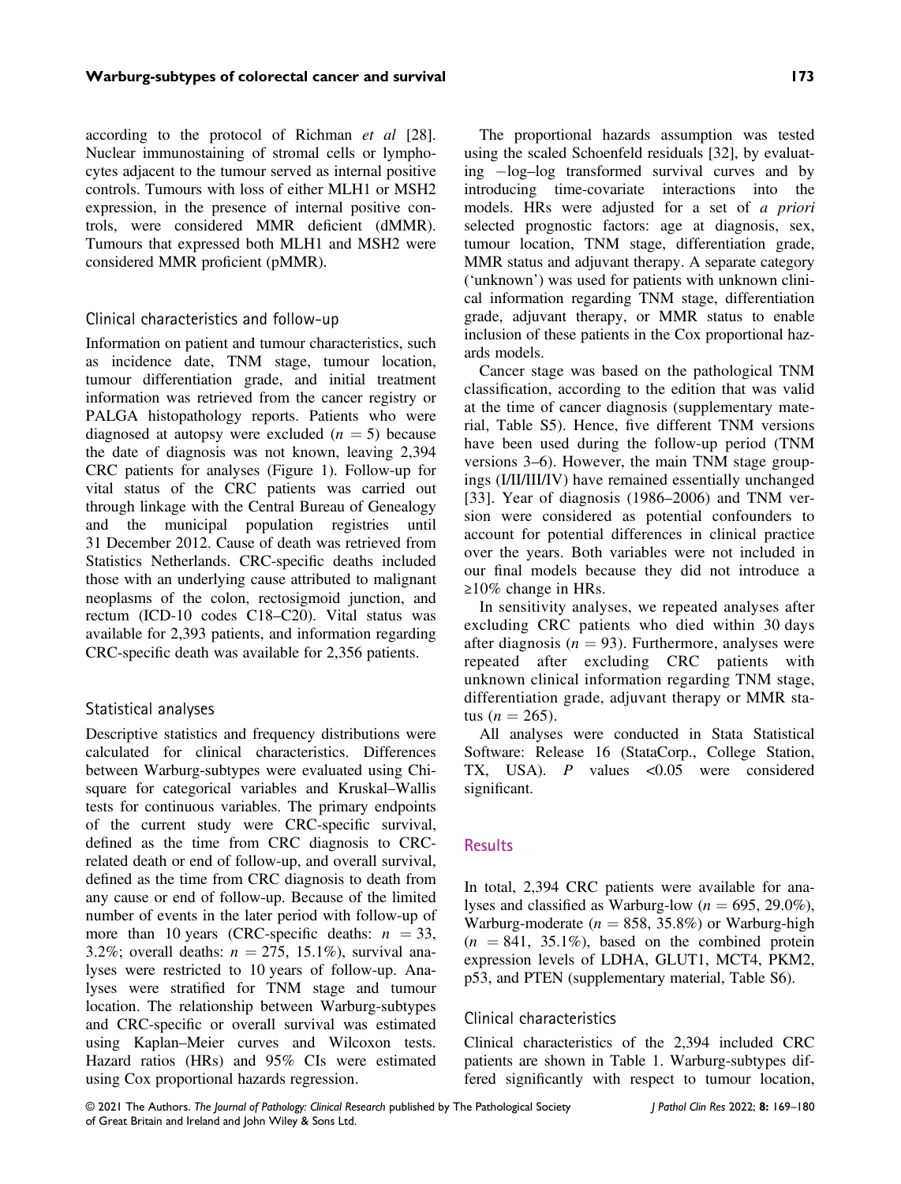according to the protocol of Richman *et al* [28]. Nuclear immunostaining of stromal cells or lymphocytes adjacent to the tumour served as internal positive controls. Tumours with loss of either MLH1 or MSH2 expression, in the presence of internal positive controls, were considered MMR deficient (dMMR). Tumours that expressed both MLH1 and MSH2 were considered MMR proficient (pMMR).

### Clinical characteristics and follow-up

Information on patient and tumour characteristics, such as incidence date, TNM stage, tumour location, tumour differentiation grade, and initial treatment information was retrieved from the cancer registry or PALGA histopathology reports. Patients who were diagnosed at autopsy were excluded ($n = 5$) because the date of diagnosis was not known, leaving 2,394 CRC patients for analyses (Figure 1). Follow-up for vital status of the CRC patients was carried out through linkage with the Central Bureau of Genealogy and the municipal population registries until 31 December 2012. Cause of death was retrieved from Statistics Netherlands. CRC-specific deaths included those with an underlying cause attributed to malignant neoplasms of the colon, rectosigmoid junction, and rectum (ICD-10 codes C18–C20). Vital status was available for 2,393 patients, and information regarding CRC-specific death was available for 2,356 patients.

### Statistical analyses

Descriptive statistics and frequency distributions were calculated for clinical characteristics. Differences between Warburg-subtypes were evaluated using Chi-square for categorical variables and Kruskal–Wallis tests for continuous variables. The primary endpoints of the current study were CRC-specific survival, defined as the time from CRC diagnosis to CRC-related death or end of follow-up, and overall survival, defined as the time from CRC diagnosis to death from any cause or end of follow-up. Because of the limited number of events in the later period with follow-up of more than 10 years (CRC-specific deaths: $n = 33$, 3.2%; overall deaths: $n = 275$, 15.1%), survival analyses were restricted to 10 years of follow-up. Analyses were stratified for TNM stage and tumour location. The relationship between Warburg-subtypes and CRC-specific or overall survival was estimated using Kaplan–Meier curves and Wilcoxon tests. Hazard ratios (HRs) and 95% CIs were estimated using Cox proportional hazards regression.

The proportional hazards assumption was tested using the scaled Schoenfeld residuals [32], by evaluating −log–log transformed survival curves and by introducing time-covariate interactions into the models. HRs were adjusted for a set of *a priori* selected prognostic factors: age at diagnosis, sex, tumour location, TNM stage, differentiation grade, MMR status and adjuvant therapy. A separate category ('unknown') was used for patients with unknown clinical information regarding TNM stage, differentiation grade, adjuvant therapy, or MMR status to enable inclusion of these patients in the Cox proportional hazards models.

Cancer stage was based on the pathological TNM classification, according to the edition that was valid at the time of cancer diagnosis (supplementary material, Table S5). Hence, five different TNM versions have been used during the follow-up period (TNM versions 3–6). However, the main TNM stage groupings (I/II/III/IV) have remained essentially unchanged [33]. Year of diagnosis (1986–2006) and TNM version were considered as potential confounders to account for potential differences in clinical practice over the years. Both variables were not included in our final models because they did not introduce a ≥10% change in HRs.

In sensitivity analyses, we repeated analyses after excluding CRC patients who died within 30 days after diagnosis ($n = 93$). Furthermore, analyses were repeated after excluding CRC patients with unknown clinical information regarding TNM stage, differentiation grade, adjuvant therapy or MMR status ($n = 265$).

All analyses were conducted in Stata Statistical Software: Release 16 (StataCorp., College Station, TX, USA). *P* values <0.05 were considered significant.

## Results

In total, 2,394 CRC patients were available for analyses and classified as Warburg-low ($n = 695$, 29.0%), Warburg-moderate ($n = 858$, 35.8%) or Warburg-high ($n = 841$, 35.1%), based on the combined protein expression levels of LDHA, GLUT1, MCT4, PKM2, p53, and PTEN (supplementary material, Table S6).

### Clinical characteristics

Clinical characteristics of the 2,394 included CRC patients are shown in Table 1. Warburg-subtypes differed significantly with respect to tumour location,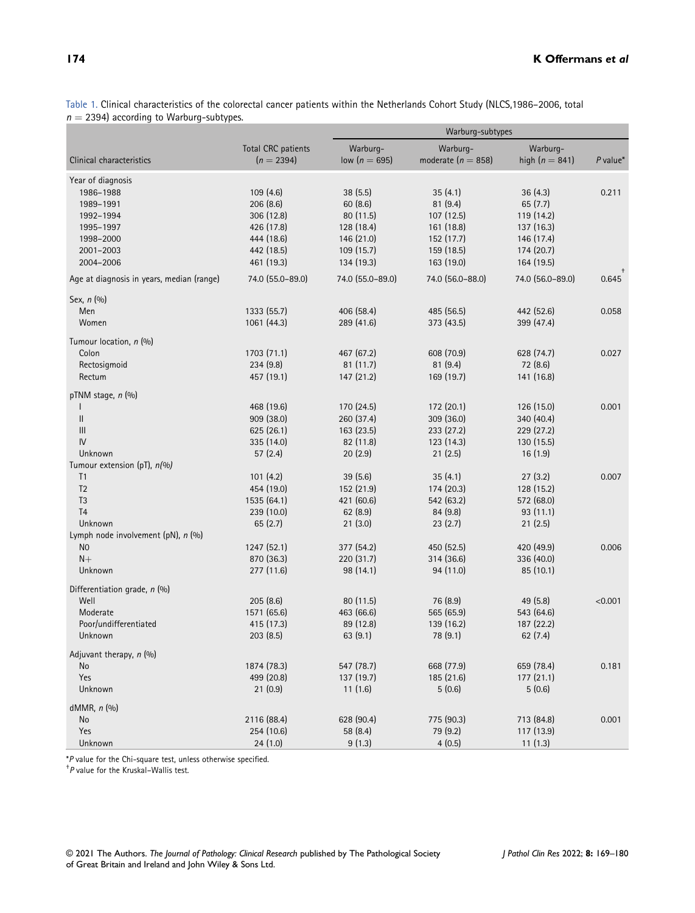Table 1. Clinical characteristics of the colorectal cancer patients within the Netherlands Cohort Study (NLCS,1986–2006, total $n = 2394$) according to Warburg-subtypes.

| Clinical characteristics | Total CRC patients ($n = 2394$) | Warburg-subtypes | | | |
|---|---|---|---|---|---|
| | | Warburg-low ($n = 695$) | Warburg-moderate ($n = 858$) | Warburg-high ($n = 841$) | *P* value* |
| Year of diagnosis | | | | | |
| 1986–1988 | 109 (4.6) | 38 (5.5) | 35 (4.1) | 36 (4.3) | 0.211 |
| 1989–1991 | 206 (8.6) | 60 (8.6) | 81 (9.4) | 65 (7.7) | |
| 1992–1994 | 306 (12.8) | 80 (11.5) | 107 (12.5) | 119 (14.2) | |
| 1995–1997 | 426 (17.8) | 128 (18.4) | 161 (18.8) | 137 (16.3) | |
| 1998–2000 | 444 (18.6) | 146 (21.0) | 152 (17.7) | 146 (17.4) | |
| 2001–2003 | 442 (18.5) | 109 (15.7) | 159 (18.5) | 174 (20.7) | |
| 2004–2006 | 461 (19.3) | 134 (19.3) | 163 (19.0) | 164 (19.5) | |
| Age at diagnosis in years, median (range) | 74.0 (55.0–89.0) | 74.0 (55.0–89.0) | 74.0 (56.0–88.0) | 74.0 (56.0–89.0) | 0.645† |
| Sex, *n* (%) | | | | | |
| Men | 1333 (55.7) | 406 (58.4) | 485 (56.5) | 442 (52.6) | 0.058 |
| Women | 1061 (44.3) | 289 (41.6) | 373 (43.5) | 399 (47.4) | |
| Tumour location, *n* (%) | | | | | |
| Colon | 1703 (71.1) | 467 (67.2) | 608 (70.9) | 628 (74.7) | 0.027 |
| Rectosigmoid | 234 (9.8) | 81 (11.7) | 81 (9.4) | 72 (8.6) | |
| Rectum | 457 (19.1) | 147 (21.2) | 169 (19.7) | 141 (16.8) | |
| pTNM stage, *n* (%) | | | | | |
| I | 468 (19.6) | 170 (24.5) | 172 (20.1) | 126 (15.0) | 0.001 |
| II | 909 (38.0) | 260 (37.4) | 309 (36.0) | 340 (40.4) | |
| III | 625 (26.1) | 163 (23.5) | 233 (27.2) | 229 (27.2) | |
| IV | 335 (14.0) | 82 (11.8) | 123 (14.3) | 130 (15.5) | |
| Unknown | 57 (2.4) | 20 (2.9) | 21 (2.5) | 16 (1.9) | |
| Tumour extension (pT), *n(%)* | | | | | |
| T1 | 101 (4.2) | 39 (5.6) | 35 (4.1) | 27 (3.2) | 0.007 |
| T2 | 454 (19.0) | 152 (21.9) | 174 (20.3) | 128 (15.2) | |
| T3 | 1535 (64.1) | 421 (60.6) | 542 (63.2) | 572 (68.0) | |
| T4 | 239 (10.0) | 62 (8.9) | 84 (9.8) | 93 (11.1) | |
| Unknown | 65 (2.7) | 21 (3.0) | 23 (2.7) | 21 (2.5) | |
| Lymph node involvement (pN), *n* (%) | | | | | |
| N0 | 1247 (52.1) | 377 (54.2) | 450 (52.5) | 420 (49.9) | 0.006 |
| N+ | 870 (36.3) | 220 (31.7) | 314 (36.6) | 336 (40.0) | |
| Unknown | 277 (11.6) | 98 (14.1) | 94 (11.0) | 85 (10.1) | |
| Differentiation grade, *n* (%) | | | | | |
| Well | 205 (8.6) | 80 (11.5) | 76 (8.9) | 49 (5.8) | <0.001 |
| Moderate | 1571 (65.6) | 463 (66.6) | 565 (65.9) | 543 (64.6) | |
| Poor/undifferentiated | 415 (17.3) | 89 (12.8) | 139 (16.2) | 187 (22.2) | |
| Unknown | 203 (8.5) | 63 (9.1) | 78 (9.1) | 62 (7.4) | |
| Adjuvant therapy, *n* (%) | | | | | |
| No | 1874 (78.3) | 547 (78.7) | 668 (77.9) | 659 (78.4) | 0.181 |
| Yes | 499 (20.8) | 137 (19.7) | 185 (21.6) | 177 (21.1) | |
| Unknown | 21 (0.9) | 11 (1.6) | 5 (0.6) | 5 (0.6) | |
| dMMR, *n* (%) | | | | | |
| No | 2116 (88.4) | 628 (90.4) | 775 (90.3) | 713 (84.8) | 0.001 |
| Yes | 254 (10.6) | 58 (8.4) | 79 (9.2) | 117 (13.9) | |
| Unknown | 24 (1.0) | 9 (1.3) | 4 (0.5) | 11 (1.3) | |

**P* value for the Chi-square test, unless otherwise specified.
†*P* value for the Kruskal–Wallis test.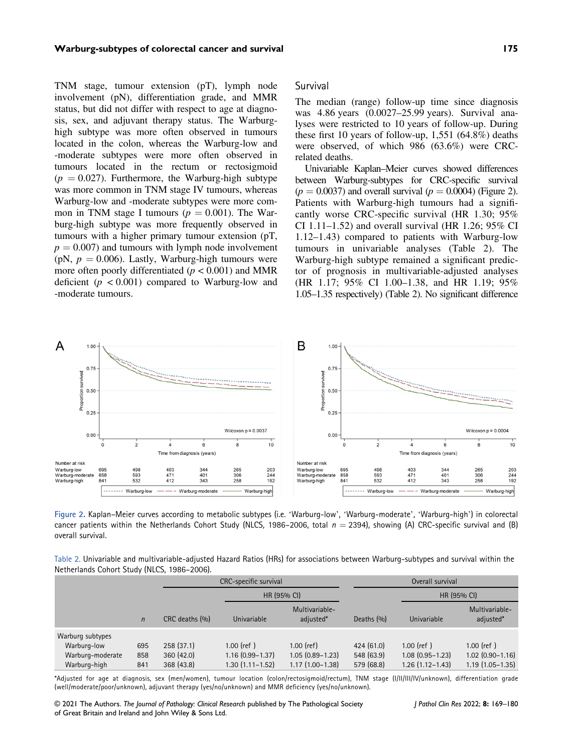TNM stage, tumour extension (pT), lymph node involvement (pN), differentiation grade, and MMR status, but did not differ with respect to age at diagnosis, sex, and adjuvant therapy status. The Warburg-high subtype was more often observed in tumours located in the colon, whereas the Warburg-low and -moderate subtypes were more often observed in tumours located in the rectum or rectosigmoid ($p = 0.027$). Furthermore, the Warburg-high subtype was more common in TNM stage IV tumours, whereas Warburg-low and -moderate subtypes were more common in TNM stage I tumours ($p = 0.001$). The Warburg-high subtype was more frequently observed in tumours with a higher primary tumour extension (pT, $p = 0.007$) and tumours with lymph node involvement (pN, $p = 0.006$). Lastly, Warburg-high tumours were more often poorly differentiated ($p < 0.001$) and MMR deficient ($p < 0.001$) compared to Warburg-low and -moderate tumours.

## Survival

The median (range) follow-up time since diagnosis was 4.86 years (0.0027–25.99 years). Survival analyses were restricted to 10 years of follow-up. During these first 10 years of follow-up, 1,551 (64.8%) deaths were observed, of which 986 (63.6%) were CRC-related deaths.

Univariable Kaplan–Meier curves showed differences between Warburg-subtypes for CRC-specific survival ($p = 0.0037$) and overall survival ($p = 0.0004$) (Figure 2). Patients with Warburg-high tumours had a significantly worse CRC-specific survival (HR 1.30; 95% CI 1.11–1.52) and overall survival (HR 1.26; 95% CI 1.12–1.43) compared to patients with Warburg-low tumours in univariable analyses (Table 2). The Warburg-high subtype remained a significant predictor of prognosis in multivariable-adjusted analyses (HR 1.17; 95% CI 1.00–1.38, and HR 1.19; 95% 1.05–1.35 respectively) (Table 2). No significant difference

Figure 2. Kaplan–Meier curves according to metabolic subtypes (i.e. 'Warburg-low', 'Warburg-moderate', 'Warburg-high') in colorectal cancer patients within the Netherlands Cohort Study (NLCS, 1986–2006, total $n = 2394$), showing (A) CRC-specific survival and (B) overall survival.

Table 2. Univariable and multivariable-adjusted Hazard Ratios (HRs) for associations between Warburg-subtypes and survival within the Netherlands Cohort Study (NLCS, 1986–2006).

| | | CRC-specific survival | | | Overall survival | | |
|---|---|---|---|---|---|---|---|
| | | | HR (95% CI) | | | HR (95% CI) | |
| | n | CRC deaths (%) | Univariable | Multivariable-adjusted* | Deaths (%) | Univariable | Multivariable-adjusted* |
| Warburg subtypes | | | | | | | |
| Warburg-low | 695 | 258 (37.1) | 1.00 (ref ) | 1.00 (ref) | 424 (61.0) | 1.00 (ref ) | 1.00 (ref ) |
| Warburg-moderate | 858 | 360 (42.0) | 1.16 (0.99–1.37) | 1.05 (0.89–1.23) | 548 (63.9) | 1.08 (0.95–1.23) | 1.02 (0.90–1.16) |
| Warburg-high | 841 | 368 (43.8) | 1.30 (1.11–1.52) | 1.17 (1.00–1.38) | 579 (68.8) | 1.26 (1.12–1.43) | 1.19 (1.05–1.35) |

*Adjusted for age at diagnosis, sex (men/women), tumour location (colon/rectosigmoid/rectum), TNM stage (I/II/III/IV/unknown), differentiation grade (well/moderate/poor/unknown), adjuvant therapy (yes/no/unknown) and MMR deficiency (yes/no/unknown).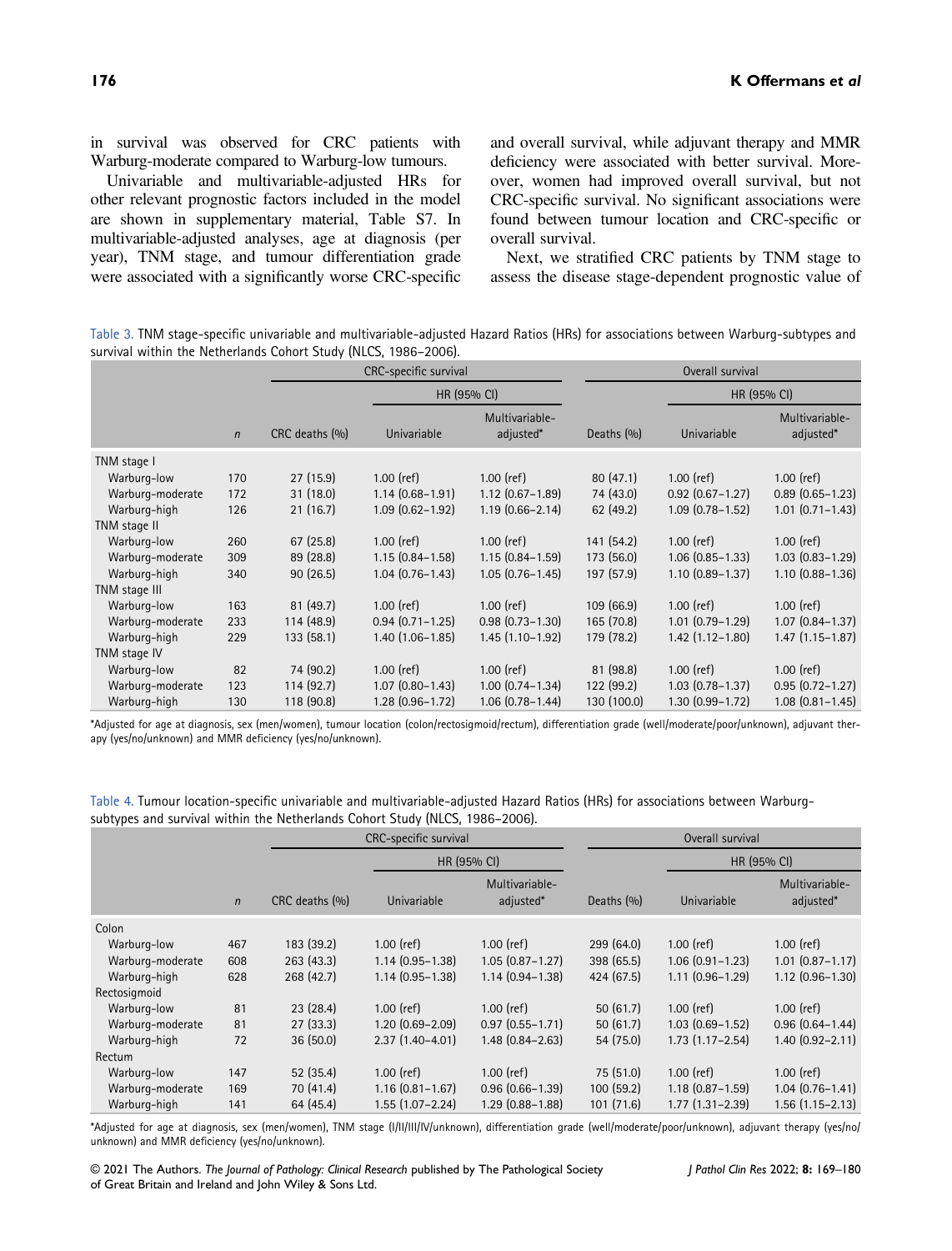in survival was observed for CRC patients with Warburg-moderate compared to Warburg-low tumours.

Univariable and multivariable-adjusted HRs for other relevant prognostic factors included in the model are shown in supplementary material, Table S7. In multivariable-adjusted analyses, age at diagnosis (per year), TNM stage, and tumour differentiation grade were associated with a significantly worse CRC-specific and overall survival, while adjuvant therapy and MMR deficiency were associated with better survival. Moreover, women had improved overall survival, but not CRC-specific survival. No significant associations were found between tumour location and CRC-specific or overall survival.

Next, we stratified CRC patients by TNM stage to assess the disease stage-dependent prognostic value of

Table 3. TNM stage-specific univariable and multivariable-adjusted Hazard Ratios (HRs) for associations between Warburg-subtypes and survival within the Netherlands Cohort Study (NLCS, 1986–2006).

| | | CRC-specific survival | | | Overall survival | | |
|---|---|---|---|---|---|---|---|
| | | | HR (95% CI) | | | HR (95% CI) | |
| | *n* | CRC deaths (%) | Univariable | Multivariable-adjusted* | Deaths (%) | Univariable | Multivariable-adjusted* |
| TNM stage I | | | | | | | |
| Warburg-low | 170 | 27 (15.9) | 1.00 (ref) | 1.00 (ref) | 80 (47.1) | 1.00 (ref) | 1.00 (ref) |
| Warburg-moderate | 172 | 31 (18.0) | 1.14 (0.68–1.91) | 1.12 (0.67–1.89) | 74 (43.0) | 0.92 (0.67–1.27) | 0.89 (0.65–1.23) |
| Warburg-high | 126 | 21 (16.7) | 1.09 (0.62–1.92) | 1.19 (0.66–2.14) | 62 (49.2) | 1.09 (0.78–1.52) | 1.01 (0.71–1.43) |
| TNM stage II | | | | | | | |
| Warburg-low | 260 | 67 (25.8) | 1.00 (ref) | 1.00 (ref) | 141 (54.2) | 1.00 (ref) | 1.00 (ref) |
| Warburg-moderate | 309 | 89 (28.8) | 1.15 (0.84–1.58) | 1.15 (0.84–1.59) | 173 (56.0) | 1.06 (0.85–1.33) | 1.03 (0.83–1.29) |
| Warburg-high | 340 | 90 (26.5) | 1.04 (0.76–1.43) | 1.05 (0.76–1.45) | 197 (57.9) | 1.10 (0.89–1.37) | 1.10 (0.88–1.36) |
| TNM stage III | | | | | | | |
| Warburg-low | 163 | 81 (49.7) | 1.00 (ref) | 1.00 (ref) | 109 (66.9) | 1.00 (ref) | 1.00 (ref) |
| Warburg-moderate | 233 | 114 (48.9) | 0.94 (0.71–1.25) | 0.98 (0.73–1.30) | 165 (70.8) | 1.01 (0.79–1.29) | 1.07 (0.84–1.37) |
| Warburg-high | 229 | 133 (58.1) | 1.40 (1.06–1.85) | 1.45 (1.10–1.92) | 179 (78.2) | 1.42 (1.12–1.80) | 1.47 (1.15–1.87) |
| TNM stage IV | | | | | | | |
| Warburg-low | 82 | 74 (90.2) | 1.00 (ref) | 1.00 (ref) | 81 (98.8) | 1.00 (ref) | 1.00 (ref) |
| Warburg-moderate | 123 | 114 (92.7) | 1.07 (0.80–1.43) | 1.00 (0.74–1.34) | 122 (99.2) | 1.03 (0.78–1.37) | 0.95 (0.72–1.27) |
| Warburg-high | 130 | 118 (90.8) | 1.28 (0.96–1.72) | 1.06 (0.78–1.44) | 130 (100.0) | 1.30 (0.99–1.72) | 1.08 (0.81–1.45) |

*Adjusted for age at diagnosis, sex (men/women), tumour location (colon/rectosigmoid/rectum), differentiation grade (well/moderate/poor/unknown), adjuvant therapy (yes/no/unknown) and MMR deficiency (yes/no/unknown).

Table 4. Tumour location-specific univariable and multivariable-adjusted Hazard Ratios (HRs) for associations between Warburg-subtypes and survival within the Netherlands Cohort Study (NLCS, 1986–2006).

| | | CRC-specific survival | | | Overall survival | | |
|---|---|---|---|---|---|---|---|
| | | | HR (95% CI) | | | HR (95% CI) | |
| | *n* | CRC deaths (%) | Univariable | Multivariable-adjusted* | Deaths (%) | Univariable | Multivariable-adjusted* |
| Colon | | | | | | | |
| Warburg-low | 467 | 183 (39.2) | 1.00 (ref) | 1.00 (ref) | 299 (64.0) | 1.00 (ref) | 1.00 (ref) |
| Warburg-moderate | 608 | 263 (43.3) | 1.14 (0.95–1.38) | 1.05 (0.87–1.27) | 398 (65.5) | 1.06 (0.91–1.23) | 1.01 (0.87–1.17) |
| Warburg-high | 628 | 268 (42.7) | 1.14 (0.95–1.38) | 1.14 (0.94–1.38) | 424 (67.5) | 1.11 (0.96–1.29) | 1.12 (0.96–1.30) |
| Rectosigmoid | | | | | | | |
| Warburg-low | 81 | 23 (28.4) | 1.00 (ref) | 1.00 (ref) | 50 (61.7) | 1.00 (ref) | 1.00 (ref) |
| Warburg-moderate | 81 | 27 (33.3) | 1.20 (0.69–2.09) | 0.97 (0.55–1.71) | 50 (61.7) | 1.03 (0.69–1.52) | 0.96 (0.64–1.44) |
| Warburg-high | 72 | 36 (50.0) | 2.37 (1.40–4.01) | 1.48 (0.84–2.63) | 54 (75.0) | 1.73 (1.17–2.54) | 1.40 (0.92–2.11) |
| Rectum | | | | | | | |
| Warburg-low | 147 | 52 (35.4) | 1.00 (ref) | 1.00 (ref) | 75 (51.0) | 1.00 (ref) | 1.00 (ref) |
| Warburg-moderate | 169 | 70 (41.4) | 1.16 (0.81–1.67) | 0.96 (0.66–1.39) | 100 (59.2) | 1.18 (0.87–1.59) | 1.04 (0.76–1.41) |
| Warburg-high | 141 | 64 (45.4) | 1.55 (1.07–2.24) | 1.29 (0.88–1.88) | 101 (71.6) | 1.77 (1.31–2.39) | 1.56 (1.15–2.13) |

*Adjusted for age at diagnosis, sex (men/women), TNM stage (I/II/III/IV/unknown), differentiation grade (well/moderate/poor/unknown), adjuvant therapy (yes/no/unknown) and MMR deficiency (yes/no/unknown).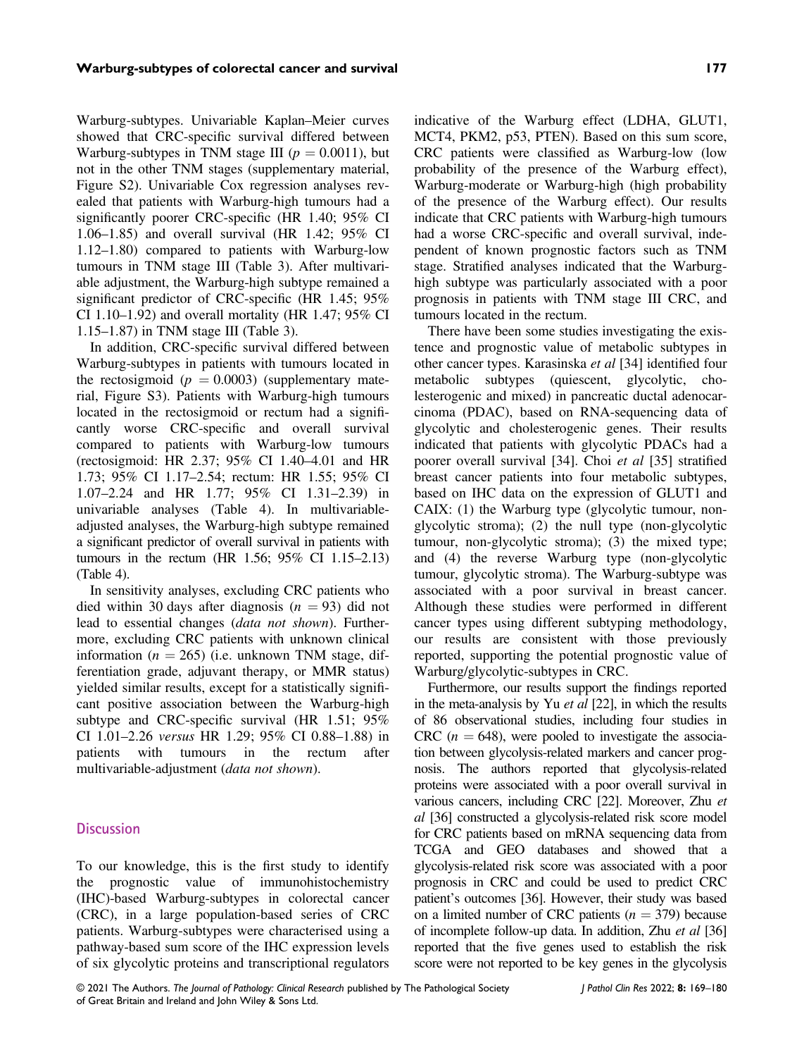Warburg-subtypes. Univariable Kaplan–Meier curves showed that CRC-specific survival differed between Warburg-subtypes in TNM stage III ($p = 0.0011$), but not in the other TNM stages (supplementary material, Figure S2). Univariable Cox regression analyses revealed that patients with Warburg-high tumours had a significantly poorer CRC-specific (HR 1.40; 95% CI 1.06–1.85) and overall survival (HR 1.42; 95% CI 1.12–1.80) compared to patients with Warburg-low tumours in TNM stage III (Table 3). After multivariable adjustment, the Warburg-high subtype remained a significant predictor of CRC-specific (HR 1.45; 95% CI 1.10–1.92) and overall mortality (HR 1.47; 95% CI 1.15–1.87) in TNM stage III (Table 3).

In addition, CRC-specific survival differed between Warburg-subtypes in patients with tumours located in the rectosigmoid ($p = 0.0003$) (supplementary material, Figure S3). Patients with Warburg-high tumours located in the rectosigmoid or rectum had a significantly worse CRC-specific and overall survival compared to patients with Warburg-low tumours (rectosigmoid: HR 2.37; 95% CI 1.40–4.01 and HR 1.73; 95% CI 1.17–2.54; rectum: HR 1.55; 95% CI 1.07–2.24 and HR 1.77; 95% CI 1.31–2.39) in univariable analyses (Table 4). In multivariable-adjusted analyses, the Warburg-high subtype remained a significant predictor of overall survival in patients with tumours in the rectum (HR 1.56; 95% CI 1.15–2.13) (Table 4).

In sensitivity analyses, excluding CRC patients who died within 30 days after diagnosis ($n = 93$) did not lead to essential changes (*data not shown*). Furthermore, excluding CRC patients with unknown clinical information ($n = 265$) (i.e. unknown TNM stage, differentiation grade, adjuvant therapy, or MMR status) yielded similar results, except for a statistically significant positive association between the Warburg-high subtype and CRC-specific survival (HR 1.51; 95% CI 1.01–2.26 *versus* HR 1.29; 95% CI 0.88–1.88) in patients with tumours in the rectum after multivariable-adjustment (*data not shown*).

## Discussion

To our knowledge, this is the first study to identify the prognostic value of immunohistochemistry (IHC)-based Warburg-subtypes in colorectal cancer (CRC), in a large population-based series of CRC patients. Warburg-subtypes were characterised using a pathway-based sum score of the IHC expression levels of six glycolytic proteins and transcriptional regulators indicative of the Warburg effect (LDHA, GLUT1, MCT4, PKM2, p53, PTEN). Based on this sum score, CRC patients were classified as Warburg-low (low probability of the presence of the Warburg effect), Warburg-moderate or Warburg-high (high probability of the presence of the Warburg effect). Our results indicate that CRC patients with Warburg-high tumours had a worse CRC-specific and overall survival, independent of known prognostic factors such as TNM stage. Stratified analyses indicated that the Warburg-high subtype was particularly associated with a poor prognosis in patients with TNM stage III CRC, and tumours located in the rectum.

There have been some studies investigating the existence and prognostic value of metabolic subtypes in other cancer types. Karasinska *et al* [34] identified four metabolic subtypes (quiescent, glycolytic, cholesterogenic and mixed) in pancreatic ductal adenocarcinoma (PDAC), based on RNA-sequencing data of glycolytic and cholesterogenic genes. Their results indicated that patients with glycolytic PDACs had a poorer overall survival [34]. Choi *et al* [35] stratified breast cancer patients into four metabolic subtypes, based on IHC data on the expression of GLUT1 and CAIX: (1) the Warburg type (glycolytic tumour, non-glycolytic stroma); (2) the null type (non-glycolytic tumour, non-glycolytic stroma); (3) the mixed type; and (4) the reverse Warburg type (non-glycolytic tumour, glycolytic stroma). The Warburg-subtype was associated with a poor survival in breast cancer. Although these studies were performed in different cancer types using different subtyping methodology, our results are consistent with those previously reported, supporting the potential prognostic value of Warburg/glycolytic-subtypes in CRC.

Furthermore, our results support the findings reported in the meta-analysis by Yu *et al* [22], in which the results of 86 observational studies, including four studies in CRC ($n = 648$), were pooled to investigate the association between glycolysis-related markers and cancer prognosis. The authors reported that glycolysis-related proteins were associated with a poor overall survival in various cancers, including CRC [22]. Moreover, Zhu *et al* [36] constructed a glycolysis-related risk score model for CRC patients based on mRNA sequencing data from TCGA and GEO databases and showed that a glycolysis-related risk score was associated with a poor prognosis in CRC and could be used to predict CRC patient's outcomes [36]. However, their study was based on a limited number of CRC patients ($n = 379$) because of incomplete follow-up data. In addition, Zhu *et al* [36] reported that the five genes used to establish the risk score were not reported to be key genes in the glycolysis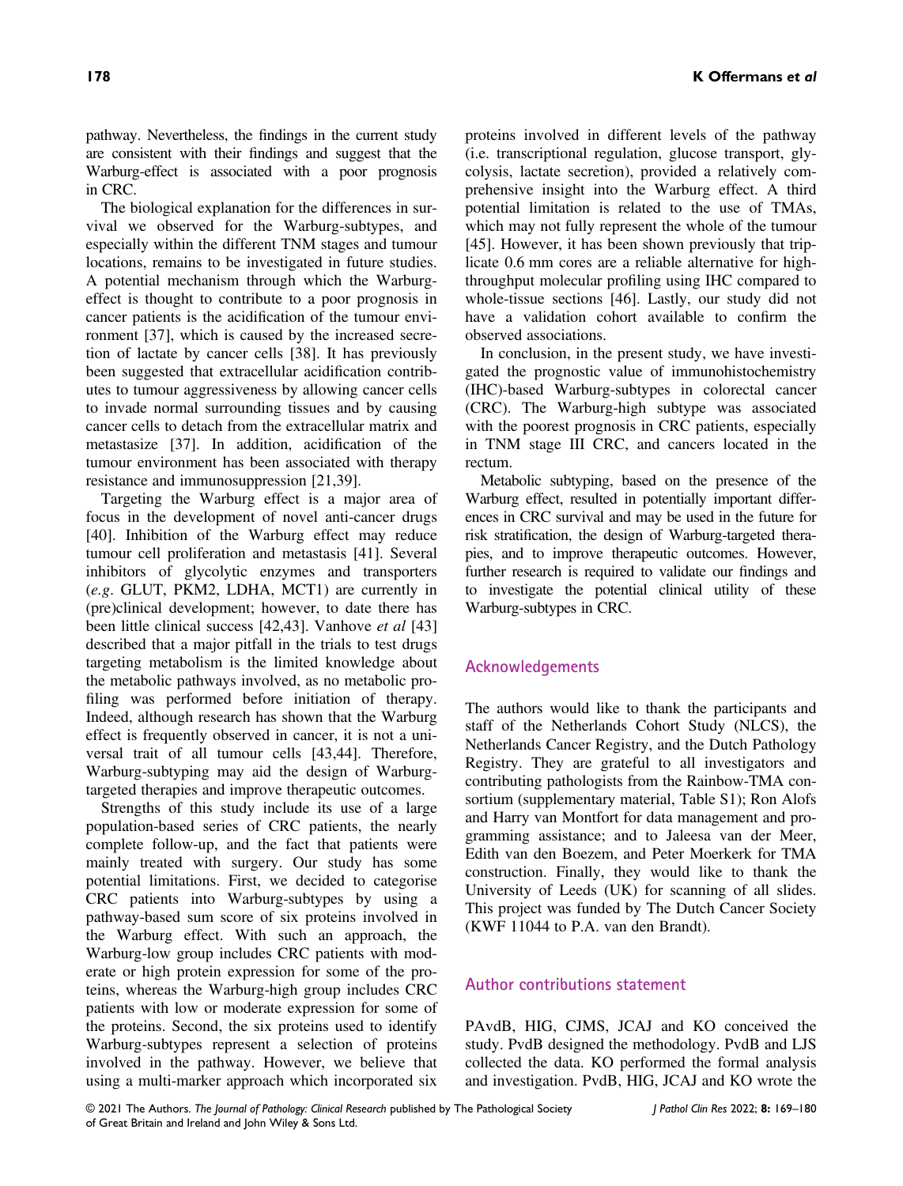pathway. Nevertheless, the findings in the current study are consistent with their findings and suggest that the Warburg-effect is associated with a poor prognosis in CRC.

The biological explanation for the differences in survival we observed for the Warburg-subtypes, and especially within the different TNM stages and tumour locations, remains to be investigated in future studies. A potential mechanism through which the Warburg-effect is thought to contribute to a poor prognosis in cancer patients is the acidification of the tumour environment [37], which is caused by the increased secretion of lactate by cancer cells [38]. It has previously been suggested that extracellular acidification contributes to tumour aggressiveness by allowing cancer cells to invade normal surrounding tissues and by causing cancer cells to detach from the extracellular matrix and metastasize [37]. In addition, acidification of the tumour environment has been associated with therapy resistance and immunosuppression [21,39].

Targeting the Warburg effect is a major area of focus in the development of novel anti-cancer drugs [40]. Inhibition of the Warburg effect may reduce tumour cell proliferation and metastasis [41]. Several inhibitors of glycolytic enzymes and transporters (*e.g*. GLUT, PKM2, LDHA, MCT1) are currently in (pre)clinical development; however, to date there has been little clinical success [42,43]. Vanhove *et al* [43] described that a major pitfall in the trials to test drugs targeting metabolism is the limited knowledge about the metabolic pathways involved, as no metabolic profiling was performed before initiation of therapy. Indeed, although research has shown that the Warburg effect is frequently observed in cancer, it is not a universal trait of all tumour cells [43,44]. Therefore, Warburg-subtyping may aid the design of Warburg-targeted therapies and improve therapeutic outcomes.

Strengths of this study include its use of a large population-based series of CRC patients, the nearly complete follow-up, and the fact that patients were mainly treated with surgery. Our study has some potential limitations. First, we decided to categorise CRC patients into Warburg-subtypes by using a pathway-based sum score of six proteins involved in the Warburg effect. With such an approach, the Warburg-low group includes CRC patients with moderate or high protein expression for some of the proteins, whereas the Warburg-high group includes CRC patients with low or moderate expression for some of the proteins. Second, the six proteins used to identify Warburg-subtypes represent a selection of proteins involved in the pathway. However, we believe that using a multi-marker approach which incorporated six proteins involved in different levels of the pathway (i.e. transcriptional regulation, glucose transport, glycolysis, lactate secretion), provided a relatively comprehensive insight into the Warburg effect. A third potential limitation is related to the use of TMAs, which may not fully represent the whole of the tumour [45]. However, it has been shown previously that triplicate 0.6 mm cores are a reliable alternative for high-throughput molecular profiling using IHC compared to whole-tissue sections [46]. Lastly, our study did not have a validation cohort available to confirm the observed associations.

In conclusion, in the present study, we have investigated the prognostic value of immunohistochemistry (IHC)-based Warburg-subtypes in colorectal cancer (CRC). The Warburg-high subtype was associated with the poorest prognosis in CRC patients, especially in TNM stage III CRC, and cancers located in the rectum.

Metabolic subtyping, based on the presence of the Warburg effect, resulted in potentially important differences in CRC survival and may be used in the future for risk stratification, the design of Warburg-targeted therapies, and to improve therapeutic outcomes. However, further research is required to validate our findings and to investigate the potential clinical utility of these Warburg-subtypes in CRC.

## Acknowledgements

The authors would like to thank the participants and staff of the Netherlands Cohort Study (NLCS), the Netherlands Cancer Registry, and the Dutch Pathology Registry. They are grateful to all investigators and contributing pathologists from the Rainbow-TMA consortium (supplementary material, Table S1); Ron Alofs and Harry van Montfort for data management and programming assistance; and to Jaleesa van der Meer, Edith van den Boezem, and Peter Moerkerk for TMA construction. Finally, they would like to thank the University of Leeds (UK) for scanning of all slides. This project was funded by The Dutch Cancer Society (KWF 11044 to P.A. van den Brandt).

## Author contributions statement

PAvdB, HIG, CJMS, JCAJ and KO conceived the study. PvdB designed the methodology. PvdB and LJS collected the data. KO performed the formal analysis and investigation. PvdB, HIG, JCAJ and KO wrote the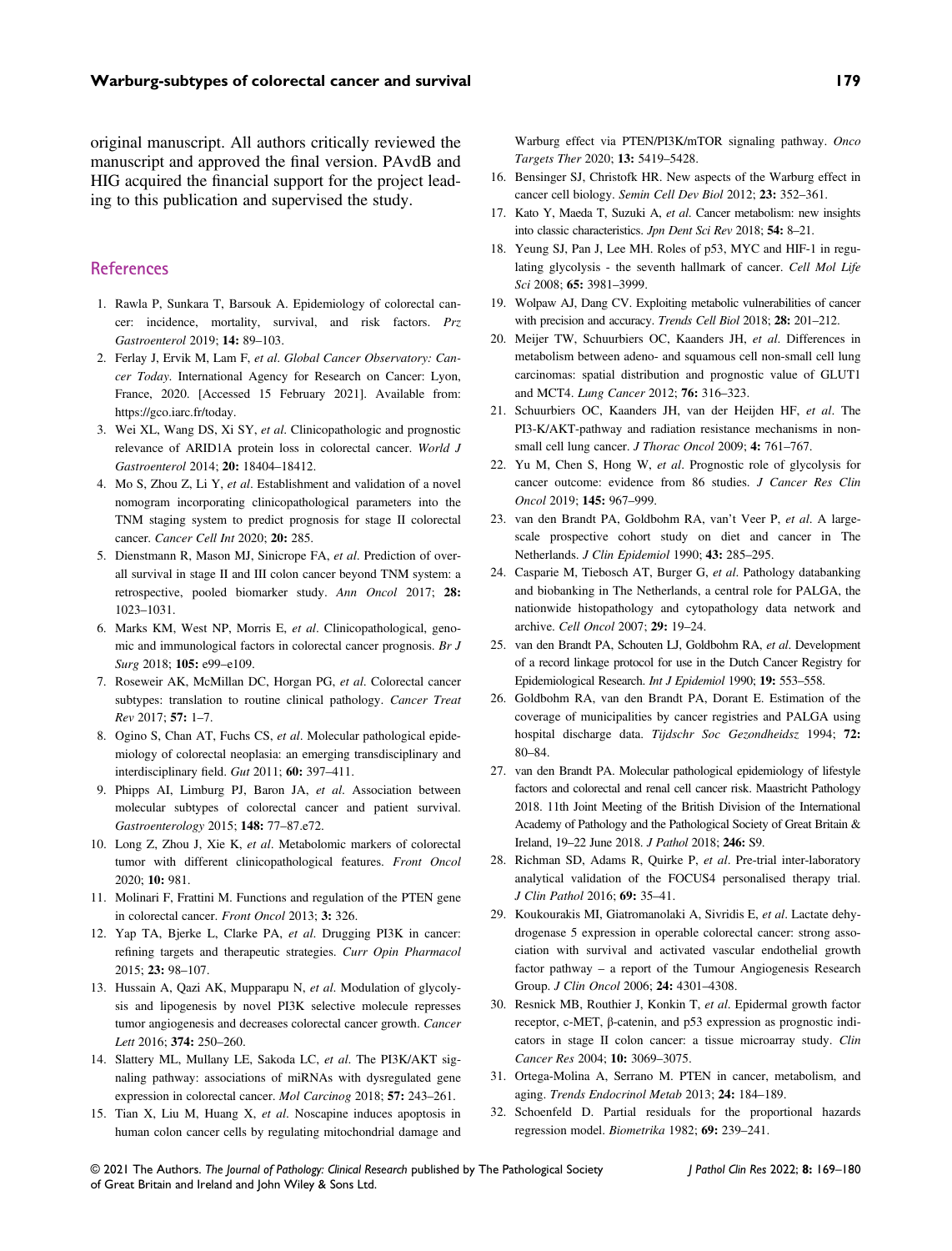original manuscript. All authors critically reviewed the manuscript and approved the final version. PAvdB and HIG acquired the financial support for the project leading to this publication and supervised the study.

## References

1. Rawla P, Sunkara T, Barsouk A. Epidemiology of colorectal cancer: incidence, mortality, survival, and risk factors. *Prz Gastroenterol* 2019; **14:** 89–103.
2. Ferlay J, Ervik M, Lam F, *et al*. *Global Cancer Observatory: Cancer Today*. International Agency for Research on Cancer: Lyon, France, 2020. [Accessed 15 February 2021]. Available from: https://gco.iarc.fr/today.
3. Wei XL, Wang DS, Xi SY, *et al*. Clinicopathologic and prognostic relevance of ARID1A protein loss in colorectal cancer. *World J Gastroenterol* 2014; **20:** 18404–18412.
4. Mo S, Zhou Z, Li Y, *et al*. Establishment and validation of a novel nomogram incorporating clinicopathological parameters into the TNM staging system to predict prognosis for stage II colorectal cancer. *Cancer Cell Int* 2020; **20:** 285.
5. Dienstmann R, Mason MJ, Sinicrope FA, *et al*. Prediction of overall survival in stage II and III colon cancer beyond TNM system: a retrospective, pooled biomarker study. *Ann Oncol* 2017; **28:** 1023–1031.
6. Marks KM, West NP, Morris E, *et al*. Clinicopathological, genomic and immunological factors in colorectal cancer prognosis. *Br J Surg* 2018; **105:** e99–e109.
7. Roseweir AK, McMillan DC, Horgan PG, *et al*. Colorectal cancer subtypes: translation to routine clinical pathology. *Cancer Treat Rev* 2017; **57:** 1–7.
8. Ogino S, Chan AT, Fuchs CS, *et al*. Molecular pathological epidemiology of colorectal neoplasia: an emerging transdisciplinary and interdisciplinary field. *Gut* 2011; **60:** 397–411.
9. Phipps AI, Limburg PJ, Baron JA, *et al*. Association between molecular subtypes of colorectal cancer and patient survival. *Gastroenterology* 2015; **148:** 77–87.e72.
10. Long Z, Zhou J, Xie K, *et al*. Metabolomic markers of colorectal tumor with different clinicopathological features. *Front Oncol* 2020; **10:** 981.
11. Molinari F, Frattini M. Functions and regulation of the PTEN gene in colorectal cancer. *Front Oncol* 2013; **3:** 326.
12. Yap TA, Bjerke L, Clarke PA, *et al*. Drugging PI3K in cancer: refining targets and therapeutic strategies. *Curr Opin Pharmacol* 2015; **23:** 98–107.
13. Hussain A, Qazi AK, Mupparapu N, *et al*. Modulation of glycolysis and lipogenesis by novel PI3K selective molecule represses tumor angiogenesis and decreases colorectal cancer growth. *Cancer Lett* 2016; **374:** 250–260.
14. Slattery ML, Mullany LE, Sakoda LC, *et al*. The PI3K/AKT signaling pathway: associations of miRNAs with dysregulated gene expression in colorectal cancer. *Mol Carcinog* 2018; **57:** 243–261.
15. Tian X, Liu M, Huang X, *et al*. Noscapine induces apoptosis in human colon cancer cells by regulating mitochondrial damage and Warburg effect via PTEN/PI3K/mTOR signaling pathway. *Onco Targets Ther* 2020; **13:** 5419–5428.
16. Bensinger SJ, Christofk HR. New aspects of the Warburg effect in cancer cell biology. *Semin Cell Dev Biol* 2012; **23:** 352–361.
17. Kato Y, Maeda T, Suzuki A, *et al*. Cancer metabolism: new insights into classic characteristics. *Jpn Dent Sci Rev* 2018; **54:** 8–21.
18. Yeung SJ, Pan J, Lee MH. Roles of p53, MYC and HIF-1 in regulating glycolysis - the seventh hallmark of cancer. *Cell Mol Life Sci* 2008; **65:** 3981–3999.
19. Wolpaw AJ, Dang CV. Exploiting metabolic vulnerabilities of cancer with precision and accuracy. *Trends Cell Biol* 2018; **28:** 201–212.
20. Meijer TW, Schuurbiers OC, Kaanders JH, *et al*. Differences in metabolism between adeno- and squamous cell non-small cell lung carcinomas: spatial distribution and prognostic value of GLUT1 and MCT4. *Lung Cancer* 2012; **76:** 316–323.
21. Schuurbiers OC, Kaanders JH, van der Heijden HF, *et al*. The PI3-K/AKT-pathway and radiation resistance mechanisms in non-small cell lung cancer. *J Thorac Oncol* 2009; **4:** 761–767.
22. Yu M, Chen S, Hong W, *et al*. Prognostic role of glycolysis for cancer outcome: evidence from 86 studies. *J Cancer Res Clin Oncol* 2019; **145:** 967–999.
23. van den Brandt PA, Goldbohm RA, van't Veer P, *et al*. A large-scale prospective cohort study on diet and cancer in The Netherlands. *J Clin Epidemiol* 1990; **43:** 285–295.
24. Casparie M, Tiebosch AT, Burger G, *et al*. Pathology databanking and biobanking in The Netherlands, a central role for PALGA, the nationwide histopathology and cytopathology data network and archive. *Cell Oncol* 2007; **29:** 19–24.
25. van den Brandt PA, Schouten LJ, Goldbohm RA, *et al*. Development of a record linkage protocol for use in the Dutch Cancer Registry for Epidemiological Research. *Int J Epidemiol* 1990; **19:** 553–558.
26. Goldbohm RA, van den Brandt PA, Dorant E. Estimation of the coverage of municipalities by cancer registries and PALGA using hospital discharge data. *Tijdschr Soc Gezondheidsz* 1994; **72:** 80–84.
27. van den Brandt PA. Molecular pathological epidemiology of lifestyle factors and colorectal and renal cell cancer risk. Maastricht Pathology 2018. 11th Joint Meeting of the British Division of the International Academy of Pathology and the Pathological Society of Great Britain & Ireland, 19–22 June 2018. *J Pathol* 2018; **246:** S9.
28. Richman SD, Adams R, Quirke P, *et al*. Pre-trial inter-laboratory analytical validation of the FOCUS4 personalised therapy trial. *J Clin Pathol* 2016; **69:** 35–41.
29. Koukourakis MI, Giatromanolaki A, Sivridis E, *et al*. Lactate dehydrogenase 5 expression in operable colorectal cancer: strong association with survival and activated vascular endothelial growth factor pathway – a report of the Tumour Angiogenesis Research Group. *J Clin Oncol* 2006; **24:** 4301–4308.
30. Resnick MB, Routhier J, Konkin T, *et al*. Epidermal growth factor receptor, c-MET, β-catenin, and p53 expression as prognostic indicators in stage II colon cancer: a tissue microarray study. *Clin Cancer Res* 2004; **10:** 3069–3075.
31. Ortega-Molina A, Serrano M. PTEN in cancer, metabolism, and aging. *Trends Endocrinol Metab* 2013; **24:** 184–189.
32. Schoenfeld D. Partial residuals for the proportional hazards regression model. *Biometrika* 1982; **69:** 239–241.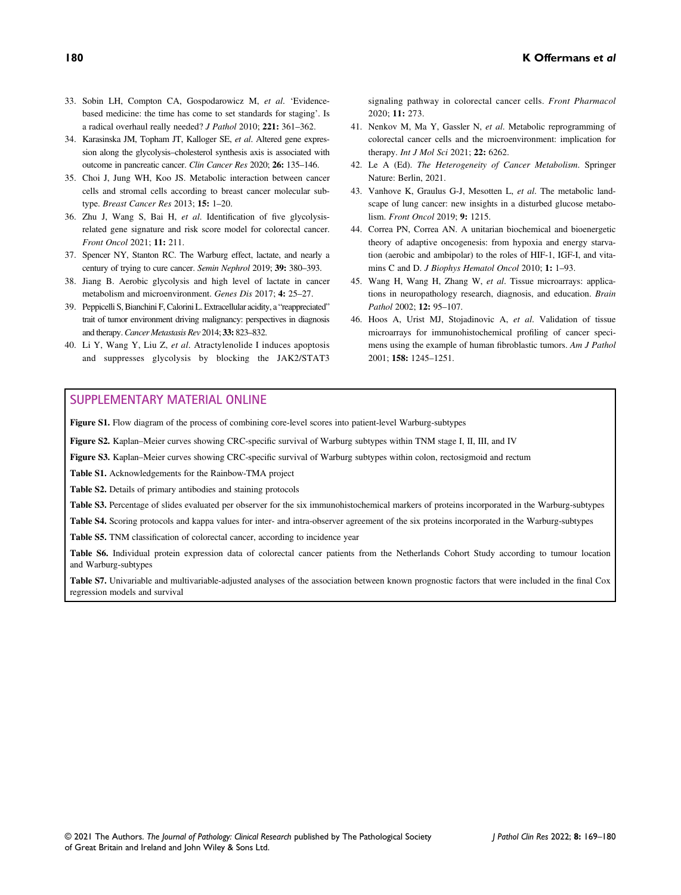33. Sobin LH, Compton CA, Gospodarowicz M, *et al*. 'Evidence-based medicine: the time has come to set standards for staging'. Is a radical overhaul really needed? *J Pathol* 2010; **221:** 361–362.
34. Karasinska JM, Topham JT, Kalloger SE, *et al*. Altered gene expression along the glycolysis–cholesterol synthesis axis is associated with outcome in pancreatic cancer. *Clin Cancer Res* 2020; **26:** 135–146.
35. Choi J, Jung WH, Koo JS. Metabolic interaction between cancer cells and stromal cells according to breast cancer molecular subtype. *Breast Cancer Res* 2013; **15:** 1–20.
36. Zhu J, Wang S, Bai H, *et al*. Identification of five glycolysis-related gene signature and risk score model for colorectal cancer. *Front Oncol* 2021; **11:** 211.
37. Spencer NY, Stanton RC. The Warburg effect, lactate, and nearly a century of trying to cure cancer. *Semin Nephrol* 2019; **39:** 380–393.
38. Jiang B. Aerobic glycolysis and high level of lactate in cancer metabolism and microenvironment. *Genes Dis* 2017; **4:** 25–27.
39. Peppicelli S, Bianchini F, Calorini L. Extracellular acidity, a "reappreciated" trait of tumor environment driving malignancy: perspectives in diagnosis and therapy. *Cancer Metastasis Rev* 2014; **33:** 823–832.
40. Li Y, Wang Y, Liu Z, *et al*. Atractylenolide I induces apoptosis and suppresses glycolysis by blocking the JAK2/STAT3 signaling pathway in colorectal cancer cells. *Front Pharmacol* 2020; **11:** 273.
41. Nenkov M, Ma Y, Gassler N, *et al*. Metabolic reprogramming of colorectal cancer cells and the microenvironment: implication for therapy. *Int J Mol Sci* 2021; **22:** 6262.
42. Le A (Ed). *The Heterogeneity of Cancer Metabolism*. Springer Nature: Berlin, 2021.
43. Vanhove K, Graulus G-J, Mesotten L, *et al*. The metabolic landscape of lung cancer: new insights in a disturbed glucose metabolism. *Front Oncol* 2019; **9:** 1215.
44. Correa PN, Correa AN. A unitarian biochemical and bioenergetic theory of adaptive oncogenesis: from hypoxia and energy starvation (aerobic and ambipolar) to the roles of HIF-1, IGF-I, and vitamins C and D. *J Biophys Hematol Oncol* 2010; **1:** 1–93.
45. Wang H, Wang H, Zhang W, *et al*. Tissue microarrays: applications in neuropathology research, diagnosis, and education. *Brain Pathol* 2002; **12:** 95–107.
46. Hoos A, Urist MJ, Stojadinovic A, *et al*. Validation of tissue microarrays for immunohistochemical profiling of cancer specimens using the example of human fibroblastic tumors. *Am J Pathol* 2001; **158:** 1245–1251.

## SUPPLEMENTARY MATERIAL ONLINE

**Figure S1.** Flow diagram of the process of combining core-level scores into patient-level Warburg-subtypes

**Figure S2.** Kaplan–Meier curves showing CRC-specific survival of Warburg subtypes within TNM stage I, II, III, and IV

**Figure S3.** Kaplan–Meier curves showing CRC-specific survival of Warburg subtypes within colon, rectosigmoid and rectum

**Table S1.** Acknowledgements for the Rainbow-TMA project

**Table S2.** Details of primary antibodies and staining protocols

**Table S3.** Percentage of slides evaluated per observer for the six immunohistochemical markers of proteins incorporated in the Warburg-subtypes

**Table S4.** Scoring protocols and kappa values for inter- and intra-observer agreement of the six proteins incorporated in the Warburg-subtypes

**Table S5.** TNM classification of colorectal cancer, according to incidence year

**Table S6.** Individual protein expression data of colorectal cancer patients from the Netherlands Cohort Study according to tumour location and Warburg-subtypes

**Table S7.** Univariable and multivariable-adjusted analyses of the association between known prognostic factors that were included in the final Cox regression models and survival